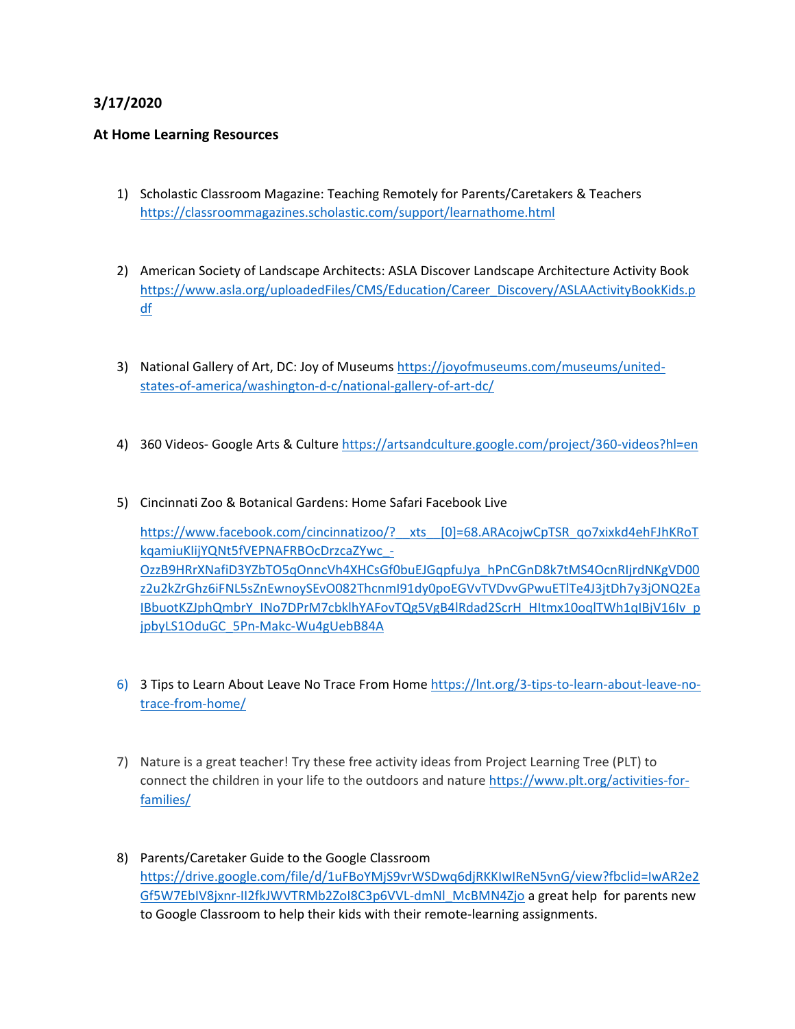**3/17/2020**

**At Home Learning Resources**

1) Scholastic Classroom Magazine: Teaching Remotely for Parents/Caretakers & Teachers https://classroommagazines.scholastic.com/support/learnathome.html

2) American Society of Landscape Architects: ASLA Discover Landscape Architecture Activity Book https://www.asla.org/uploadedFiles/CMS/Education/Career_Discovery/ASLAActivityBookKids.pdf

3) National Gallery of Art, DC: Joy of Museums https://joyofmuseums.com/museums/united-states-of-america/washington-d-c/national-gallery-of-art-dc/

4) 360 Videos- Google Arts & Culture https://artsandculture.google.com/project/360-videos?hl=en

5) Cincinnati Zoo & Botanical Gardens: Home Safari Facebook Live

   https://www.facebook.com/cincinnatizoo/?__xts__[0]=68.ARAcojwCpTSR_qo7xixkd4ehFJhKRoTkqamiuKIijYQNt5fVEPNAFRBOcDrzcaZYwc_-OzzB9HRrXNafiD3YZbTO5qOnncVh4XHCsGf0buEJGqpfuJya_hPnCGnD8k7tMS4OcnRIjrdNKgVD00z2u2kZrGhz6iFNL5sZnEwnoySEvO082ThcnmI91dy0poEGVvTVDvvGPwuETlTe4J3jtDh7y3jONQ2EaIBbuotKZJphQmbrY_INo7DPrM7cbklhYAFovTQg5VgB4lRdad2ScrH_HItmx10oqlTWh1qIBjV16Iv_pjpbyLS1OduGC_5Pn-Makc-Wu4gUebB84A

6) 3 Tips to Learn About Leave No Trace From Home https://lnt.org/3-tips-to-learn-about-leave-no-trace-from-home/

7) Nature is a great teacher! Try these free activity ideas from Project Learning Tree (PLT) to connect the children in your life to the outdoors and nature https://www.plt.org/activities-for-families/

8) Parents/Caretaker Guide to the Google Classroom https://drive.google.com/file/d/1uFBoYMjS9vrWSDwq6djRKKIwIReN5vnG/view?fbclid=IwAR2e2Gf5W7EbIV8jxnr-II2fkJWVTRMb2ZoI8C3p6VVL-dmNl_McBMN4Zjo a great help for parents new to Google Classroom to help their kids with their remote-learning assignments.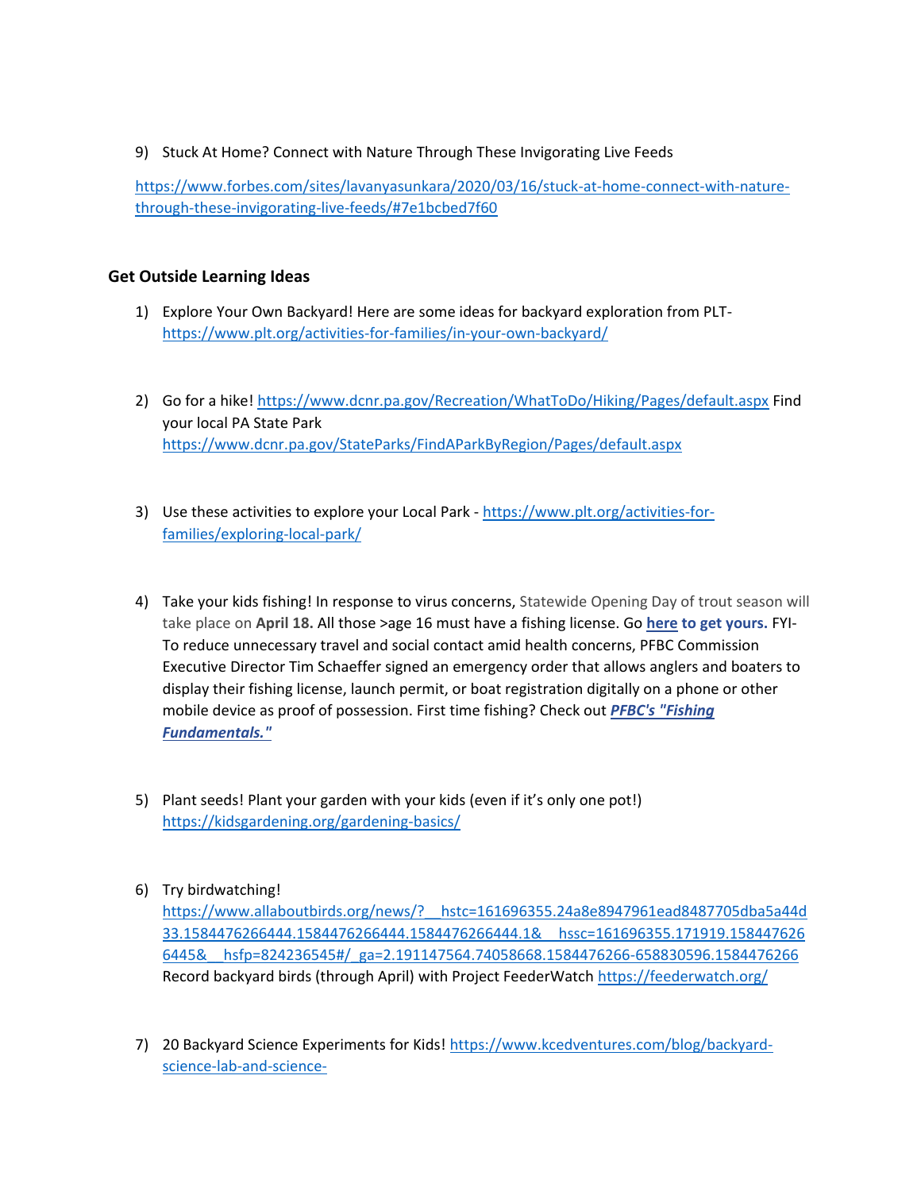9) Stuck At Home? Connect with Nature Through These Invigorating Live Feeds

https://www.forbes.com/sites/lavanyasunkara/2020/03/16/stuck-at-home-connect-with-nature-through-these-invigorating-live-feeds/#7e1bcbed7f60

### Get Outside Learning Ideas

1) Explore Your Own Backyard! Here are some ideas for backyard exploration from PLT- https://www.plt.org/activities-for-families/in-your-own-backyard/

2) Go for a hike! https://www.dcnr.pa.gov/Recreation/WhatToDo/Hiking/Pages/default.aspx Find your local PA State Park https://www.dcnr.pa.gov/StateParks/FindAParkByRegion/Pages/default.aspx

3) Use these activities to explore your Local Park - https://www.plt.org/activities-for-families/exploring-local-park/

4) Take your kids fishing! In response to virus concerns, Statewide Opening Day of trout season will take place on **April 18.** All those >age 16 must have a fishing license. Go **here to get yours.** FYI- To reduce unnecessary travel and social contact amid health concerns, PFBC Commission Executive Director Tim Schaeffer signed an emergency order that allows anglers and boaters to display their fishing license, launch permit, or boat registration digitally on a phone or other mobile device as proof of possession. First time fishing? Check out ***PFBC's "Fishing Fundamentals."***

5) Plant seeds! Plant your garden with your kids (even if it's only one pot!) https://kidsgardening.org/gardening-basics/

6) Try birdwatching! https://www.allaboutbirds.org/news/?__hstc=161696355.24a8e8947961ead8487705dba5a44d33.1584476266444.1584476266444.1584476266444.1&__hssc=161696355.171919.1584476266445&__hsfp=824236545#/_ga=2.191147564.74058668.1584476266-658830596.1584476266 Record backyard birds (through April) with Project FeederWatch https://feederwatch.org/

7) 20 Backyard Science Experiments for Kids! https://www.kcedventures.com/blog/backyard-science-lab-and-science-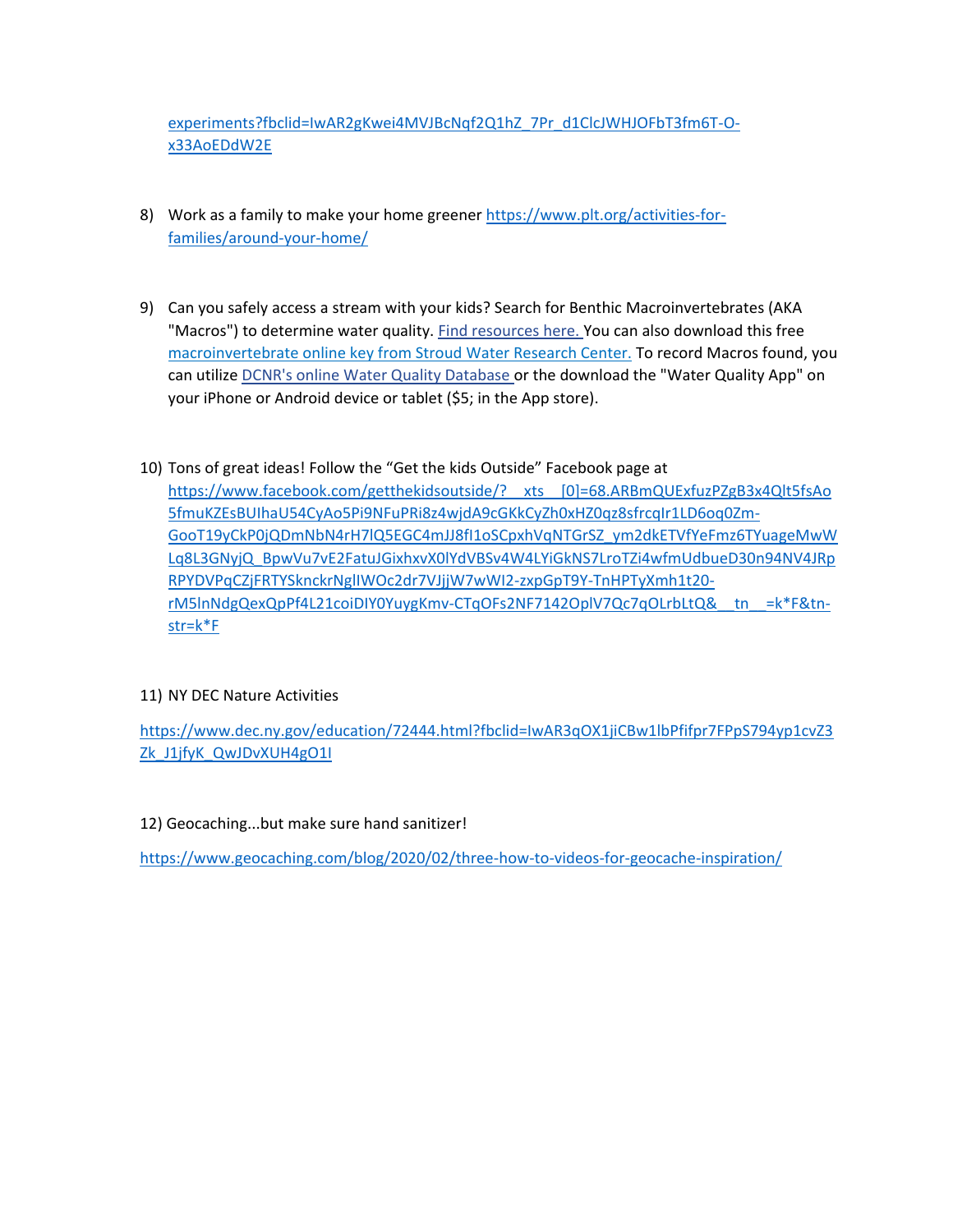experiments?fbclid=IwAR2gKwei4MVJBcNqf2Q1hZ_7Pr_d1ClcJWHJOFbT3fm6T-O-x33AoEDdW2E

8) Work as a family to make your home greener https://www.plt.org/activities-for-families/around-your-home/

9) Can you safely access a stream with your kids? Search for Benthic Macroinvertebrates (AKA "Macros") to determine water quality. Find resources here. You can also download this free macroinvertebrate online key from Stroud Water Research Center. To record Macros found, you can utilize DCNR's online Water Quality Database or the download the "Water Quality App" on your iPhone or Android device or tablet ($5; in the App store).

10) Tons of great ideas! Follow the "Get the kids Outside" Facebook page at https://www.facebook.com/getthekidsoutside/?__xts__[0]=68.ARBmQUExfuzPZgB3x4Qlt5fsAo5fmuKZEsBUIhaU54CyAo5Pi9NFuPRi8z4wjdA9cGKkCyZh0xHZ0qz8sfrcqIr1LD6oq0Zm-GooT19yCkP0jQDmNbN4rH7lQ5EGC4mJJ8fI1oSCpxhVqNTGrSZ_ym2dkETVfYeFmz6TYuageMwWLq8L3GNyjQ_BpwVu7vE2FatuJGixhxvX0lYdVBSv4W4LYiGkNS7LroTZi4wfmUdbueD30n94NV4JRpRPYDVPqCZjFRTYSknckrNglIWOc2dr7VJjjW7wWI2-zxpGpT9Y-TnHPTyXmh1t20-rM5lnNdgQexQpPf4L21coiDIY0YuygKmv-CTqOFs2NF7142OplV7Qc7qOLrbLtQ&__tn__=k*F&tn-str=k*F

11) NY DEC Nature Activities

https://www.dec.ny.gov/education/72444.html?fbclid=IwAR3qOX1jiCBw1lbPfifpr7FPpS794yp1cvZ3Zk_J1jfyK_QwJDvXUH4gO1I

12) Geocaching...but make sure hand sanitizer!

https://www.geocaching.com/blog/2020/02/three-how-to-videos-for-geocache-inspiration/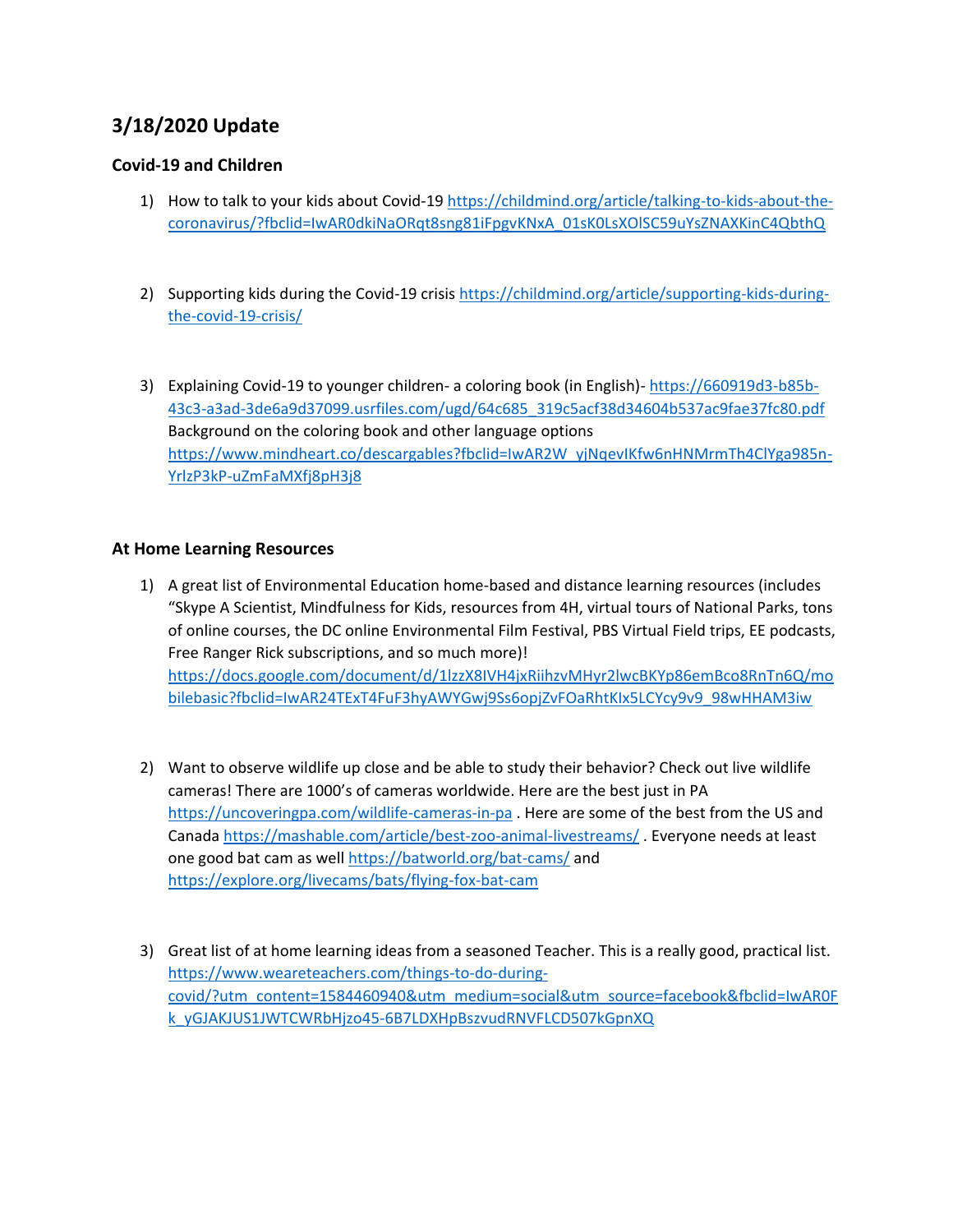## 3/18/2020 Update

### Covid-19 and Children

1) How to talk to your kids about Covid-19 https://childmind.org/article/talking-to-kids-about-the-coronavirus/?fbclid=IwAR0dkiNaORqt8sng81iFpgvKNxA_01sK0LsXOlSC59uYsZNAXKinC4QbthQ

2) Supporting kids during the Covid-19 crisis https://childmind.org/article/supporting-kids-during-the-covid-19-crisis/

3) Explaining Covid-19 to younger children- a coloring book (in English)- https://660919d3-b85b-43c3-a3ad-3de6a9d37099.usrfiles.com/ugd/64c685_319c5acf38d34604b537ac9fae37fc80.pdf
   Background on the coloring book and other language options https://www.mindheart.co/descargables?fbclid=IwAR2W_yjNqevIKfw6nHNMrmTh4ClYga985n-YrlzP3kP-uZmFaMXfj8pH3j8

### At Home Learning Resources

1) A great list of Environmental Education home-based and distance learning resources (includes "Skype A Scientist, Mindfulness for Kids, resources from 4H, virtual tours of National Parks, tons of online courses, the DC online Environmental Film Festival, PBS Virtual Field trips, EE podcasts, Free Ranger Rick subscriptions, and so much more)! https://docs.google.com/document/d/1lzzX8IVH4jxRiihzvMHyr2lwcBKYp86emBco8RnTn6Q/mobilebasic?fbclid=IwAR24TExT4FuF3hyAWYGwj9Ss6opjZvFOaRhtKIx5LCYcy9v9_98wHHAM3iw

2) Want to observe wildlife up close and be able to study their behavior? Check out live wildlife cameras! There are 1000's of cameras worldwide. Here are the best just in PA https://uncoveringpa.com/wildlife-cameras-in-pa . Here are some of the best from the US and Canada https://mashable.com/article/best-zoo-animal-livestreams/ . Everyone needs at least one good bat cam as well https://batworld.org/bat-cams/ and https://explore.org/livecams/bats/flying-fox-bat-cam

3) Great list of at home learning ideas from a seasoned Teacher. This is a really good, practical list. https://www.weareteachers.com/things-to-do-during-covid/?utm_content=1584460940&utm_medium=social&utm_source=facebook&fbclid=IwAR0Fk_yGJAKJUS1JWTCWRbHjzo45-6B7LDXHpBszvudRNVFLCD507kGpnXQ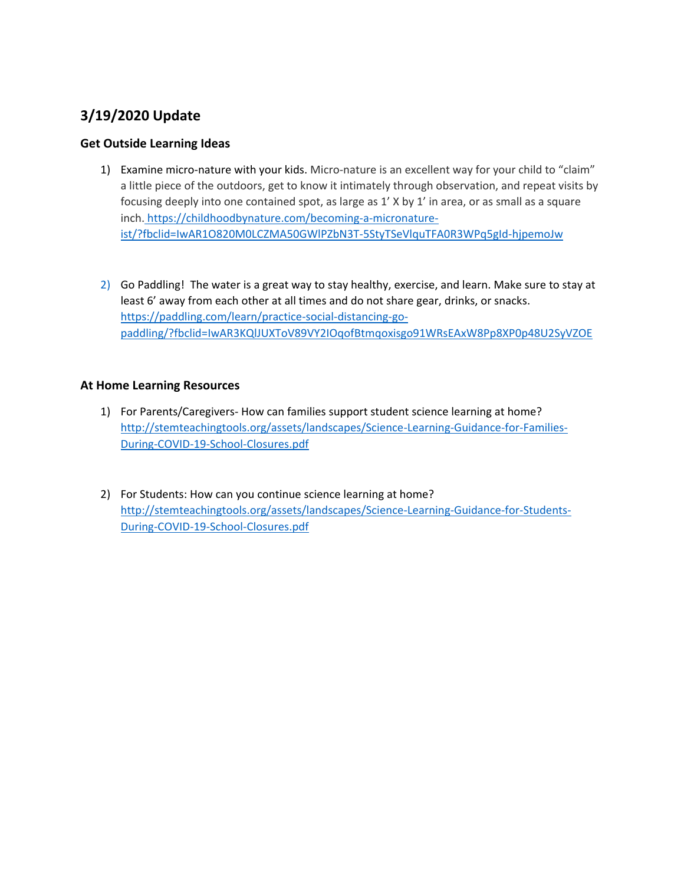## 3/19/2020 Update

### Get Outside Learning Ideas

1) Examine micro-nature with your kids. Micro-nature is an excellent way for your child to "claim" a little piece of the outdoors, get to know it intimately through observation, and repeat visits by focusing deeply into one contained spot, as large as 1' X by 1' in area, or as small as a square inch. https://childhoodbynature.com/becoming-a-micronature-ist/?fbclid=IwAR1O820M0LCZMA50GWlPZbN3T-5StyTSeVlquTFA0R3WPq5gId-hjpemoJw

2) Go Paddling! The water is a great way to stay healthy, exercise, and learn. Make sure to stay at least 6' away from each other at all times and do not share gear, drinks, or snacks. https://paddling.com/learn/practice-social-distancing-go-paddling/?fbclid=IwAR3KQlJUXToV89VY2IOqofBtmqoxisgo91WRsEAxW8Pp8XP0p48U2SyVZOE

### At Home Learning Resources

1) For Parents/Caregivers- How can families support student science learning at home? http://stemteachingtools.org/assets/landscapes/Science-Learning-Guidance-for-Families-During-COVID-19-School-Closures.pdf

2) For Students: How can you continue science learning at home? http://stemteachingtools.org/assets/landscapes/Science-Learning-Guidance-for-Students-During-COVID-19-School-Closures.pdf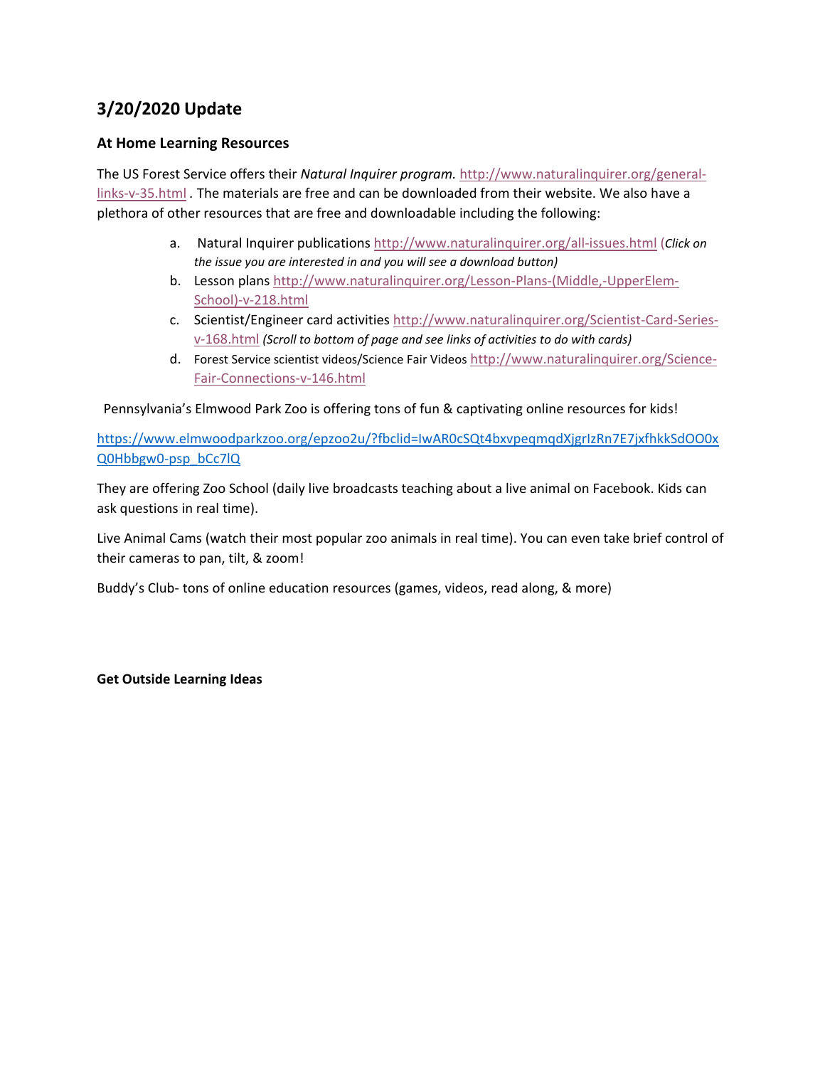## 3/20/2020 Update

### At Home Learning Resources

The US Forest Service offers their *Natural Inquirer program.* http://www.naturalinquirer.org/general-links-v-35.html . The materials are free and can be downloaded from their website. We also have a plethora of other resources that are free and downloadable including the following:

a. Natural Inquirer publications http://www.naturalinquirer.org/all-issues.html (*Click on the issue you are interested in and you will see a download button)*
b. Lesson plans http://www.naturalinquirer.org/Lesson-Plans-(Middle,-UpperElem-School)-v-218.html
c. Scientist/Engineer card activities http://www.naturalinquirer.org/Scientist-Card-Series-v-168.html *(Scroll to bottom of page and see links of activities to do with cards)*
d. Forest Service scientist videos/Science Fair Videos http://www.naturalinquirer.org/Science-Fair-Connections-v-146.html

Pennsylvania's Elmwood Park Zoo is offering tons of fun & captivating online resources for kids!

https://www.elmwoodparkzoo.org/epzoo2u/?fbclid=IwAR0cSQt4bxvpeqmqdXjgrIzRn7E7jxfhkkSdOO0xQ0Hbbgw0-psp_bCc7lQ

They are offering Zoo School (daily live broadcasts teaching about a live animal on Facebook. Kids can ask questions in real time).

Live Animal Cams (watch their most popular zoo animals in real time). You can even take brief control of their cameras to pan, tilt, & zoom!

Buddy's Club- tons of online education resources (games, videos, read along, & more)

**Get Outside Learning Ideas**